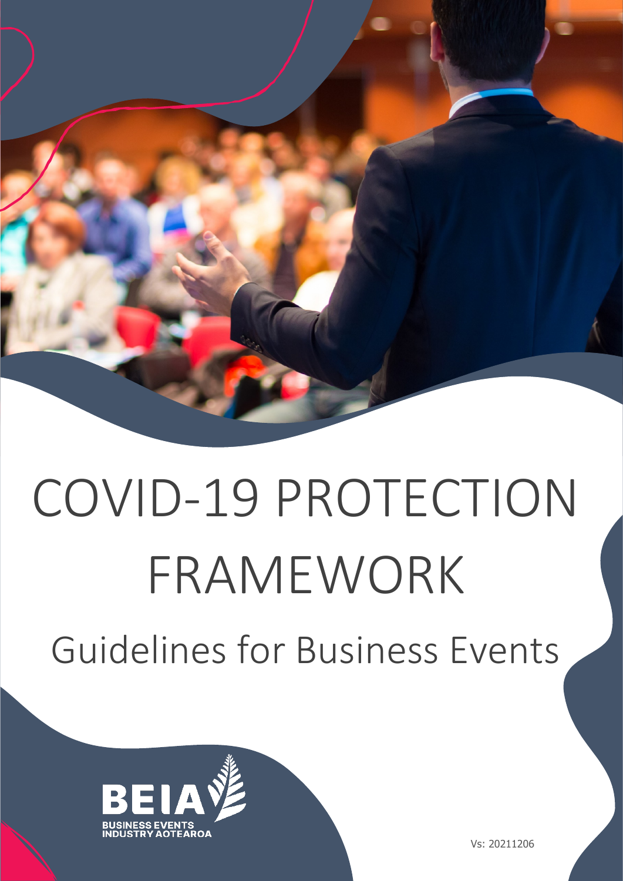# COVID-19 PROTECTION FRAMEWORK

## Guidelines for Business Events

BEIA
BUSINESS EVENTS INDUSTRY AOTEAROA

Vs: 20211206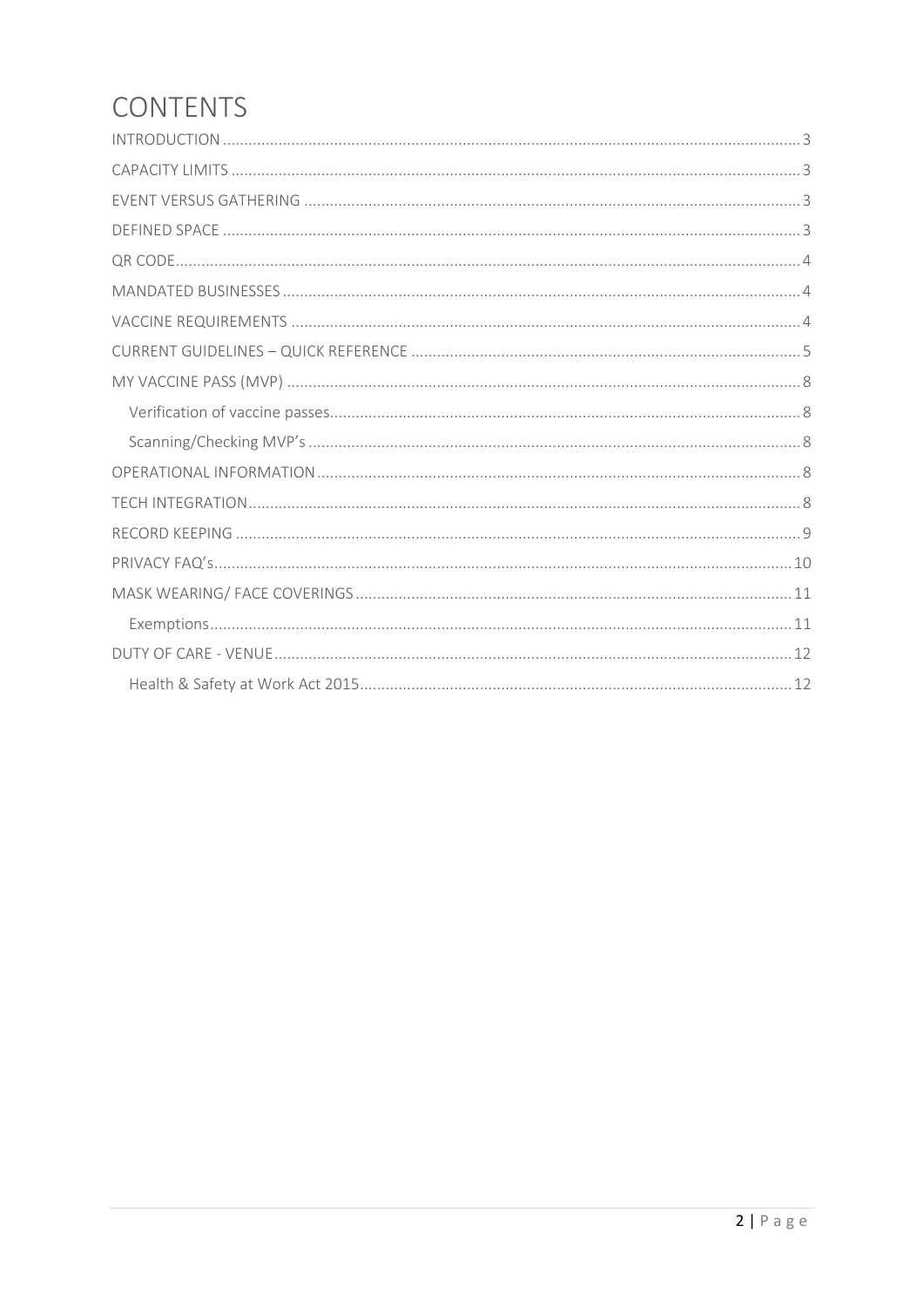# CONTENTS

- INTRODUCTION ... 3
- CAPACITY LIMITS ... 3
- EVENT VERSUS GATHERING ... 3
- DEFINED SPACE ... 3
- QR CODE ... 4
- MANDATED BUSINESSES ... 4
- VACCINE REQUIREMENTS ... 4
- CURRENT GUIDELINES – QUICK REFERENCE ... 5
- MY VACCINE PASS (MVP) ... 8
  - Verification of vaccine passes ... 8
  - Scanning/Checking MVP's ... 8
- OPERATIONAL INFORMATION ... 8
- TECH INTEGRATION ... 8
- RECORD KEEPING ... 9
- PRIVACY FAQ's ... 10
- MASK WEARING/ FACE COVERINGS ... 11
  - Exemptions ... 11
- DUTY OF CARE - VENUE ... 12
  - Health & Safety at Work Act 2015 ... 12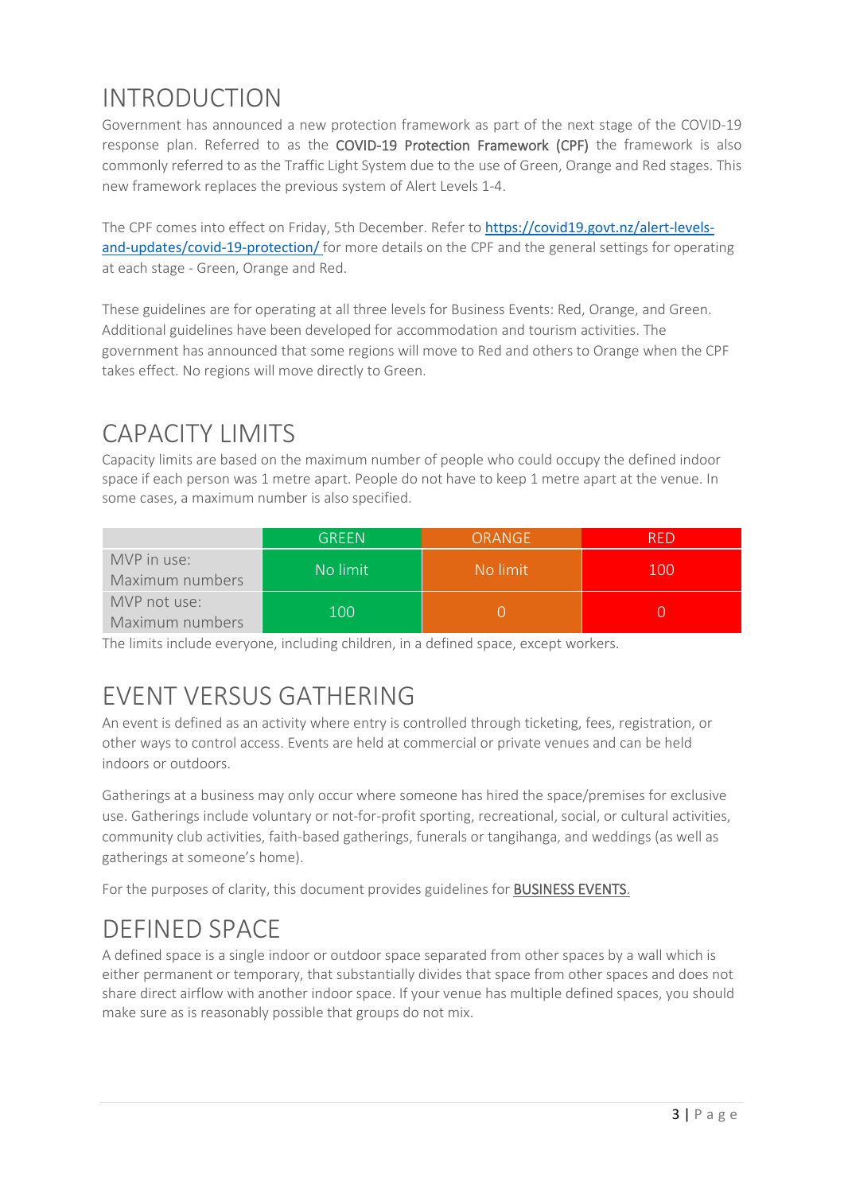# INTRODUCTION

Government has announced a new protection framework as part of the next stage of the COVID-19 response plan. Referred to as the **COVID-19 Protection Framework (CPF)** the framework is also commonly referred to as the Traffic Light System due to the use of Green, Orange and Red stages. This new framework replaces the previous system of Alert Levels 1-4.

The CPF comes into effect on Friday, 5th December. Refer to [https://covid19.govt.nz/alert-levels-and-updates/covid-19-protection/](https://covid19.govt.nz/alert-levels-and-updates/covid-19-protection/) for more details on the CPF and the general settings for operating at each stage - Green, Orange and Red.

These guidelines are for operating at all three levels for Business Events: Red, Orange, and Green. Additional guidelines have been developed for accommodation and tourism activities. The government has announced that some regions will move to Red and others to Orange when the CPF takes effect. No regions will move directly to Green.

# CAPACITY LIMITS

Capacity limits are based on the maximum number of people who could occupy the defined indoor space if each person was 1 metre apart. People do not have to keep 1 metre apart at the venue. In some cases, a maximum number is also specified.

| | GREEN | ORANGE | RED |
|---|---|---|---|
| MVP in use: Maximum numbers | No limit | No limit | 100 |
| MVP not use: Maximum numbers | 100 | 0 | 0 |

The limits include everyone, including children, in a defined space, except workers.

# EVENT VERSUS GATHERING

An event is defined as an activity where entry is controlled through ticketing, fees, registration, or other ways to control access. Events are held at commercial or private venues and can be held indoors or outdoors.

Gatherings at a business may only occur where someone has hired the space/premises for exclusive use. Gatherings include voluntary or not-for-profit sporting, recreational, social, or cultural activities, community club activities, faith-based gatherings, funerals or tangihanga, and weddings (as well as gatherings at someone's home).

For the purposes of clarity, this document provides guidelines for BUSINESS EVENTS.

# DEFINED SPACE

A defined space is a single indoor or outdoor space separated from other spaces by a wall which is either permanent or temporary, that substantially divides that space from other spaces and does not share direct airflow with another indoor space. If your venue has multiple defined spaces, you should make sure as is reasonably possible that groups do not mix.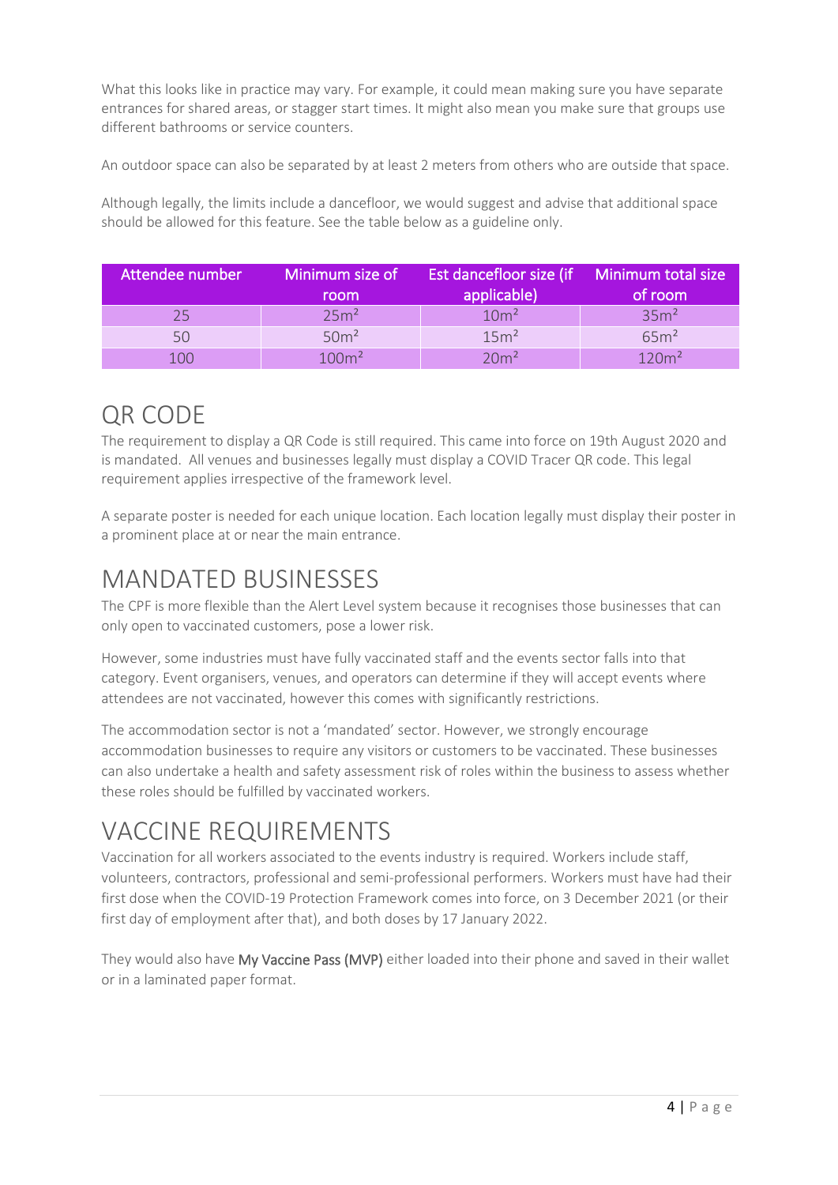What this looks like in practice may vary. For example, it could mean making sure you have separate entrances for shared areas, or stagger start times. It might also mean you make sure that groups use different bathrooms or service counters.

An outdoor space can also be separated by at least 2 meters from others who are outside that space.

Although legally, the limits include a dancefloor, we would suggest and advise that additional space should be allowed for this feature. See the table below as a guideline only.

| Attendee number | Minimum size of room | Est dancefloor size (if applicable) | Minimum total size of room |
|---|---|---|---|
| 25 | $25m^2$ | $10m^2$ | $35m^2$ |
| 50 | $50m^2$ | $15m^2$ | $65m^2$ |
| 100 | $100m^2$ | $20m^2$ | $120m^2$ |

# QR CODE

The requirement to display a QR Code is still required. This came into force on 19th August 2020 and is mandated. All venues and businesses legally must display a COVID Tracer QR code. This legal requirement applies irrespective of the framework level.

A separate poster is needed for each unique location. Each location legally must display their poster in a prominent place at or near the main entrance.

# MANDATED BUSINESSES

The CPF is more flexible than the Alert Level system because it recognises those businesses that can only open to vaccinated customers, pose a lower risk.

However, some industries must have fully vaccinated staff and the events sector falls into that category. Event organisers, venues, and operators can determine if they will accept events where attendees are not vaccinated, however this comes with significantly restrictions.

The accommodation sector is not a 'mandated' sector. However, we strongly encourage accommodation businesses to require any visitors or customers to be vaccinated. These businesses can also undertake a health and safety assessment risk of roles within the business to assess whether these roles should be fulfilled by vaccinated workers.

# VACCINE REQUIREMENTS

Vaccination for all workers associated to the events industry is required. Workers include staff, volunteers, contractors, professional and semi-professional performers. Workers must have had their first dose when the COVID-19 Protection Framework comes into force, on 3 December 2021 (or their first day of employment after that), and both doses by 17 January 2022.

They would also have My Vaccine Pass (MVP) either loaded into their phone and saved in their wallet or in a laminated paper format.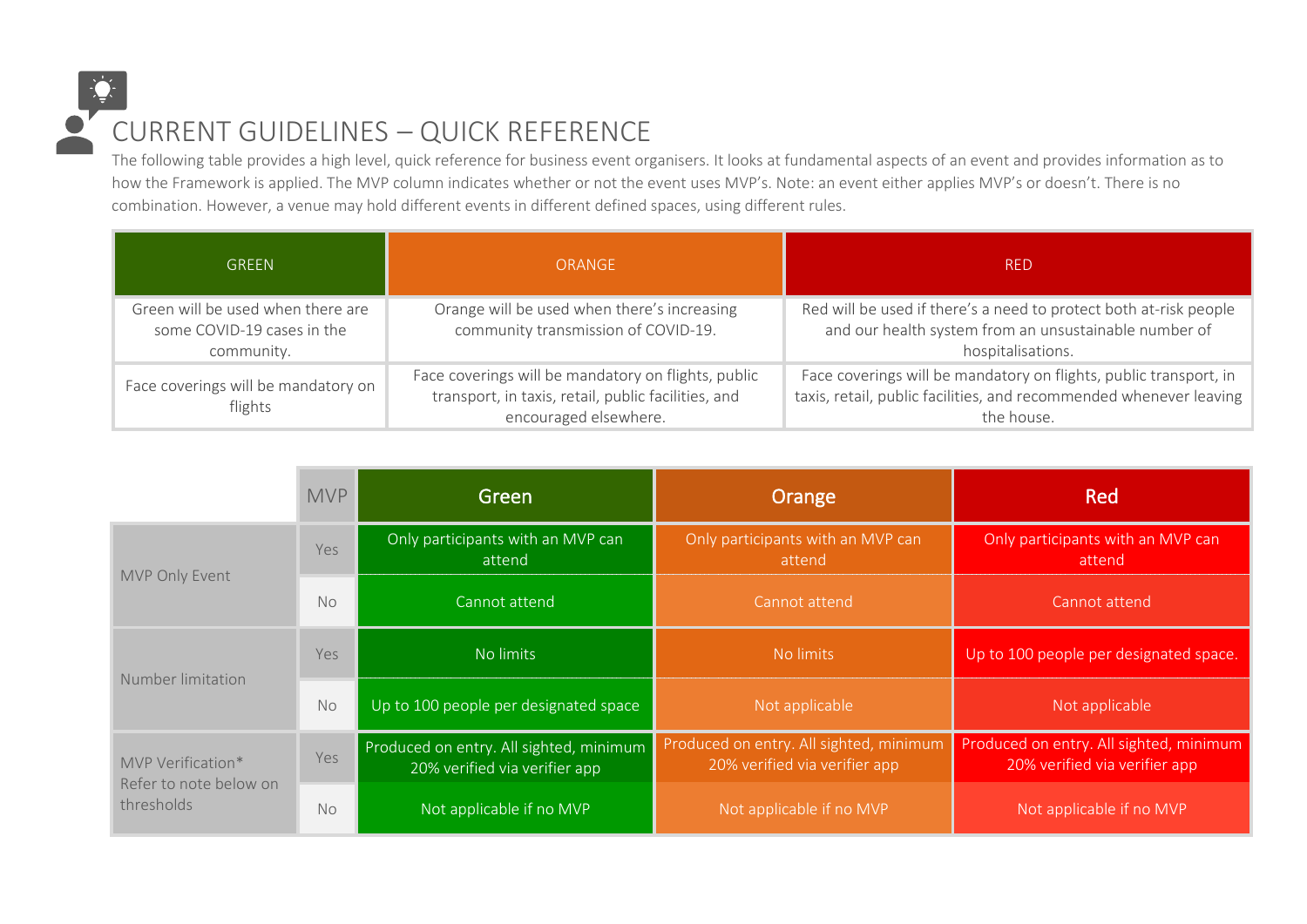# CURRENT GUIDELINES – QUICK REFERENCE

The following table provides a high level, quick reference for business event organisers. It looks at fundamental aspects of an event and provides information as to how the Framework is applied. The MVP column indicates whether or not the event uses MVP's. Note: an event either applies MVP's or doesn't. There is no combination. However, a venue may hold different events in different defined spaces, using different rules.

| GREEN | ORANGE | RED |
|---|---|---|
| Green will be used when there are some COVID-19 cases in the community. | Orange will be used when there's increasing community transmission of COVID-19. | Red will be used if there's a need to protect both at-risk people and our health system from an unsustainable number of hospitalisations. |
| Face coverings will be mandatory on flights | Face coverings will be mandatory on flights, public transport, in taxis, retail, public facilities, and encouraged elsewhere. | Face coverings will be mandatory on flights, public transport, in taxis, retail, public facilities, and recommended whenever leaving the house. |

| | MVP | Green | Orange | Red |
|---|---|---|---|---|
| MVP Only Event | Yes | Only participants with an MVP can attend | Only participants with an MVP can attend | Only participants with an MVP can attend |
| | No | Cannot attend | Cannot attend | Cannot attend |
| Number limitation | Yes | No limits | No limits | Up to 100 people per designated space. |
| | No | Up to 100 people per designated space | Not applicable | Not applicable |
| MVP Verification* Refer to note below on thresholds | Yes | Produced on entry. All sighted, minimum 20% verified via verifier app | Produced on entry. All sighted, minimum 20% verified via verifier app | Produced on entry. All sighted, minimum 20% verified via verifier app |
| | No | Not applicable if no MVP | Not applicable if no MVP | Not applicable if no MVP |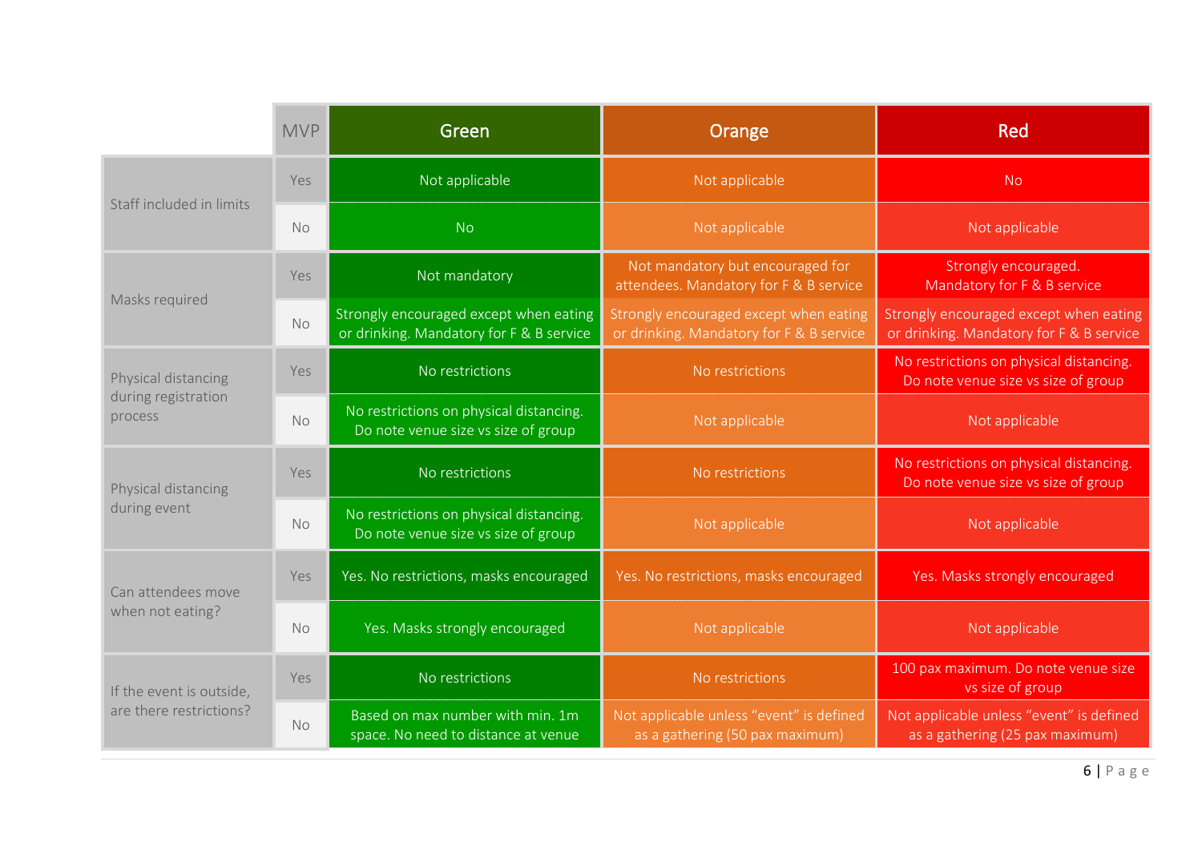| | MVP | Green | Orange | Red |
|---|---|---|---|---|
| Staff included in limits | Yes | Not applicable | Not applicable | No |
| | No | No | Not applicable | Not applicable |
| Masks required | Yes | Not mandatory | Not mandatory but encouraged for attendees. Mandatory for F & B service | Strongly encouraged. Mandatory for F & B service |
| | No | Strongly encouraged except when eating or drinking. Mandatory for F & B service | Strongly encouraged except when eating or drinking. Mandatory for F & B service | Strongly encouraged except when eating or drinking. Mandatory for F & B service |
| Physical distancing during registration process | Yes | No restrictions | No restrictions | No restrictions on physical distancing. Do note venue size vs size of group |
| | No | No restrictions on physical distancing. Do note venue size vs size of group | Not applicable | Not applicable |
| Physical distancing during event | Yes | No restrictions | No restrictions | No restrictions on physical distancing. Do note venue size vs size of group |
| | No | No restrictions on physical distancing. Do note venue size vs size of group | Not applicable | Not applicable |
| Can attendees move when not eating? | Yes | Yes. No restrictions, masks encouraged | Yes. No restrictions, masks encouraged | Yes. Masks strongly encouraged |
| | No | Yes. Masks strongly encouraged | Not applicable | Not applicable |
| If the event is outside, are there restrictions? | Yes | No restrictions | No restrictions | 100 pax maximum. Do note venue size vs size of group |
| | No | Based on max number with min. 1m space. No need to distance at venue | Not applicable unless "event" is defined as a gathering (50 pax maximum) | Not applicable unless "event" is defined as a gathering (25 pax maximum) |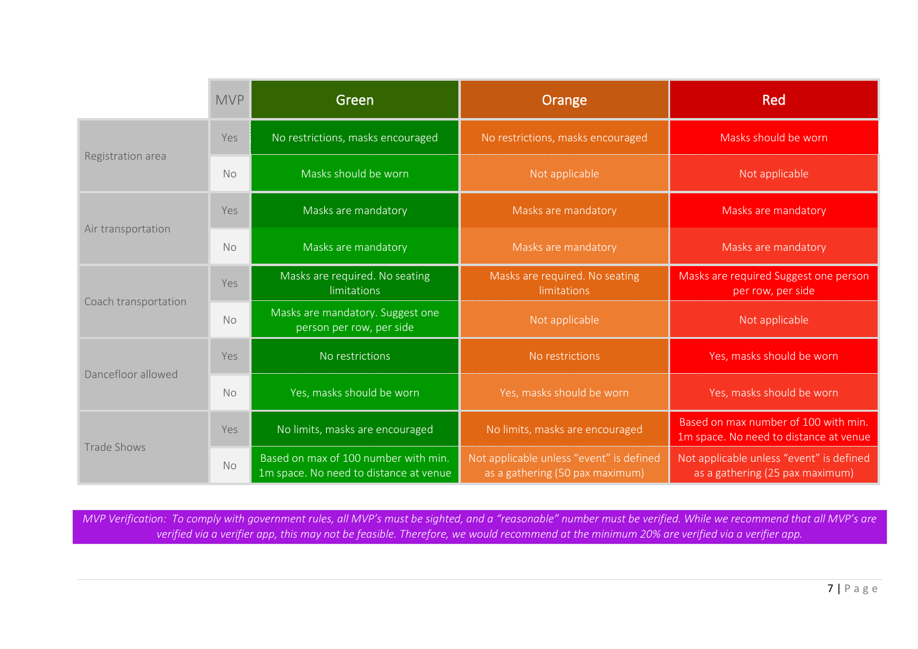|  | MVP | Green | Orange | Red |
|---|---|---|---|---|
| Registration area | Yes | No restrictions, masks encouraged | No restrictions, masks encouraged | Masks should be worn |
|  | No | Masks should be worn | Not applicable | Not applicable |
| Air transportation | Yes | Masks are mandatory | Masks are mandatory | Masks are mandatory |
|  | No | Masks are mandatory | Masks are mandatory | Masks are mandatory |
| Coach transportation | Yes | Masks are required. No seating limitations | Masks are required. No seating limitations | Masks are required Suggest one person per row, per side |
|  | No | Masks are mandatory. Suggest one person per row, per side | Not applicable | Not applicable |
| Dancefloor allowed | Yes | No restrictions | No restrictions | Yes, masks should be worn |
|  | No | Yes, masks should be worn | Yes, masks should be worn | Yes, masks should be worn |
| Trade Shows | Yes | No limits, masks are encouraged | No limits, masks are encouraged | Based on max number of 100 with min. 1m space. No need to distance at venue |
|  | No | Based on max of 100 number with min. 1m space. No need to distance at venue | Not applicable unless "event" is defined as a gathering (50 pax maximum) | Not applicable unless "event" is defined as a gathering (25 pax maximum) |

*MVP Verification: To comply with government rules, all MVP's must be sighted, and a "reasonable" number must be verified. While we recommend that all MVP's are verified via a verifier app, this may not be feasible. Therefore, we would recommend at the minimum 20% are verified via a verifier app.*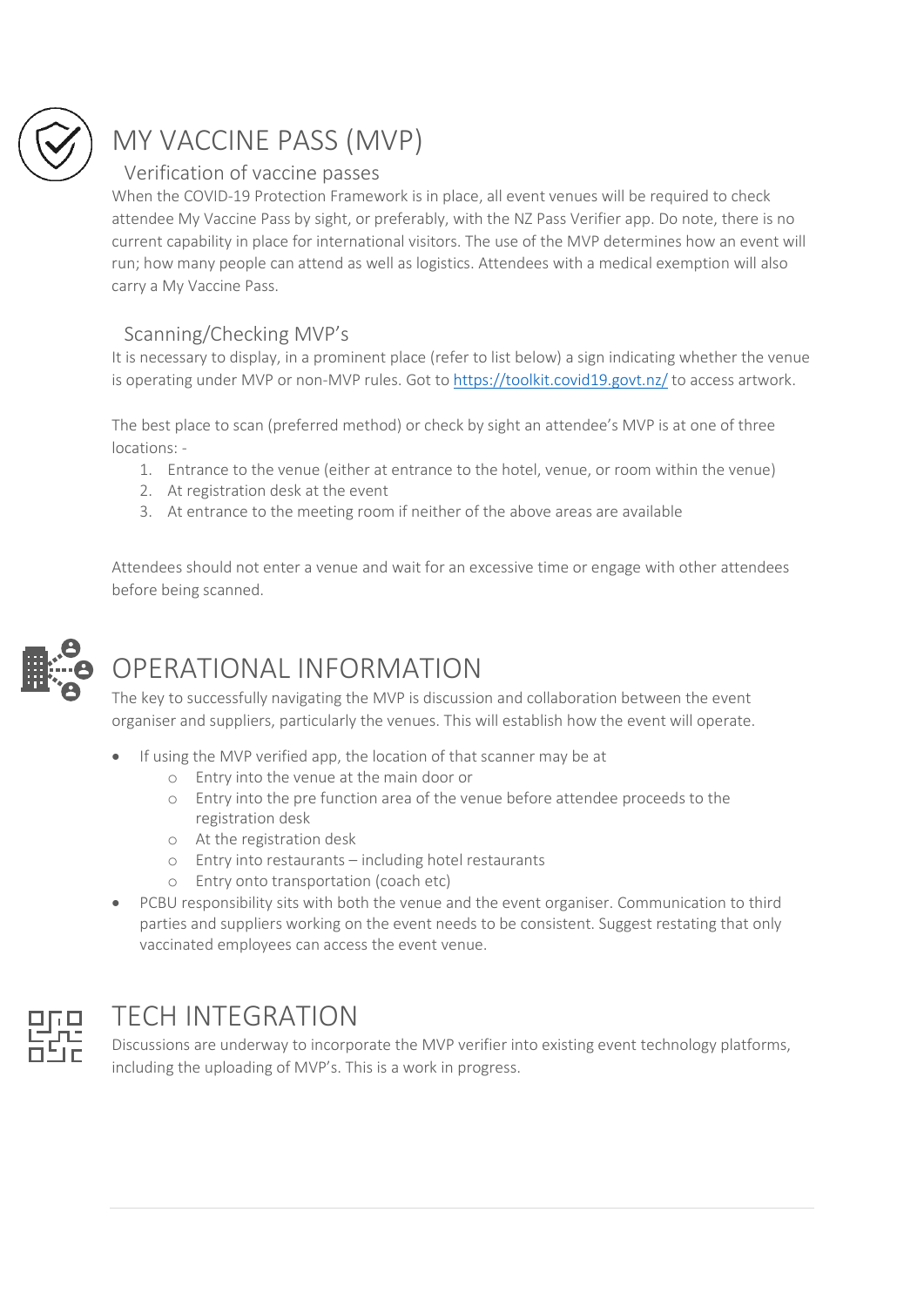# MY VACCINE PASS (MVP)

## Verification of vaccine passes

When the COVID-19 Protection Framework is in place, all event venues will be required to check attendee My Vaccine Pass by sight, or preferably, with the NZ Pass Verifier app. Do note, there is no current capability in place for international visitors. The use of the MVP determines how an event will run; how many people can attend as well as logistics. Attendees with a medical exemption will also carry a My Vaccine Pass.

## Scanning/Checking MVP's

It is necessary to display, in a prominent place (refer to list below) a sign indicating whether the venue is operating under MVP or non-MVP rules. Got to https://toolkit.covid19.govt.nz/ to access artwork.

The best place to scan (preferred method) or check by sight an attendee's MVP is at one of three locations: -

1. Entrance to the venue (either at entrance to the hotel, venue, or room within the venue)
2. At registration desk at the event
3. At entrance to the meeting room if neither of the above areas are available

Attendees should not enter a venue and wait for an excessive time or engage with other attendees before being scanned.

# OPERATIONAL INFORMATION

The key to successfully navigating the MVP is discussion and collaboration between the event organiser and suppliers, particularly the venues. This will establish how the event will operate.

- If using the MVP verified app, the location of that scanner may be at
  - Entry into the venue at the main door or
  - Entry into the pre function area of the venue before attendee proceeds to the registration desk
  - At the registration desk
  - Entry into restaurants – including hotel restaurants
  - Entry onto transportation (coach etc)
- PCBU responsibility sits with both the venue and the event organiser. Communication to third parties and suppliers working on the event needs to be consistent. Suggest restating that only vaccinated employees can access the event venue.

# TECH INTEGRATION

Discussions are underway to incorporate the MVP verifier into existing event technology platforms, including the uploading of MVP's. This is a work in progress.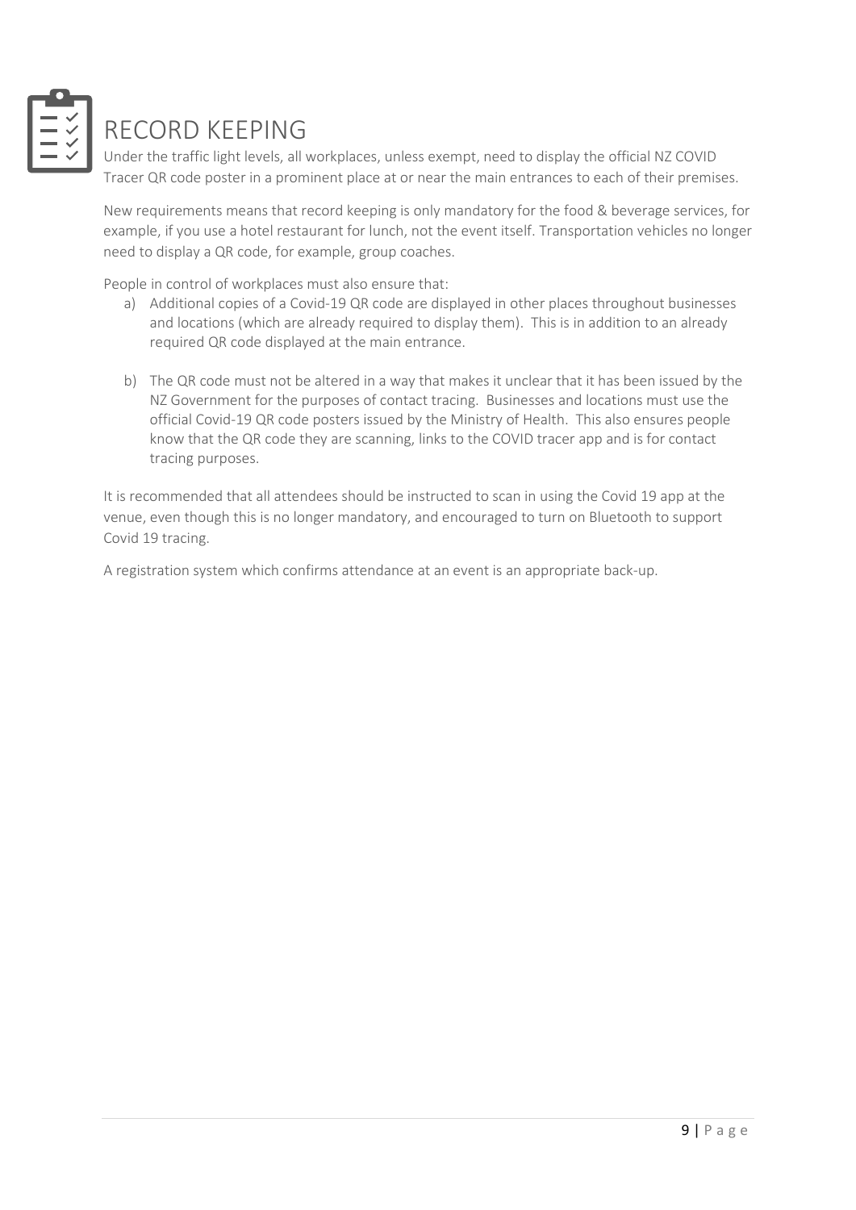# RECORD KEEPING

Under the traffic light levels, all workplaces, unless exempt, need to display the official NZ COVID Tracer QR code poster in a prominent place at or near the main entrances to each of their premises.

New requirements means that record keeping is only mandatory for the food & beverage services, for example, if you use a hotel restaurant for lunch, not the event itself. Transportation vehicles no longer need to display a QR code, for example, group coaches.

People in control of workplaces must also ensure that:

a) Additional copies of a Covid-19 QR code are displayed in other places throughout businesses and locations (which are already required to display them). This is in addition to an already required QR code displayed at the main entrance.

b) The QR code must not be altered in a way that makes it unclear that it has been issued by the NZ Government for the purposes of contact tracing. Businesses and locations must use the official Covid-19 QR code posters issued by the Ministry of Health. This also ensures people know that the QR code they are scanning, links to the COVID tracer app and is for contact tracing purposes.

It is recommended that all attendees should be instructed to scan in using the Covid 19 app at the venue, even though this is no longer mandatory, and encouraged to turn on Bluetooth to support Covid 19 tracing.

A registration system which confirms attendance at an event is an appropriate back-up.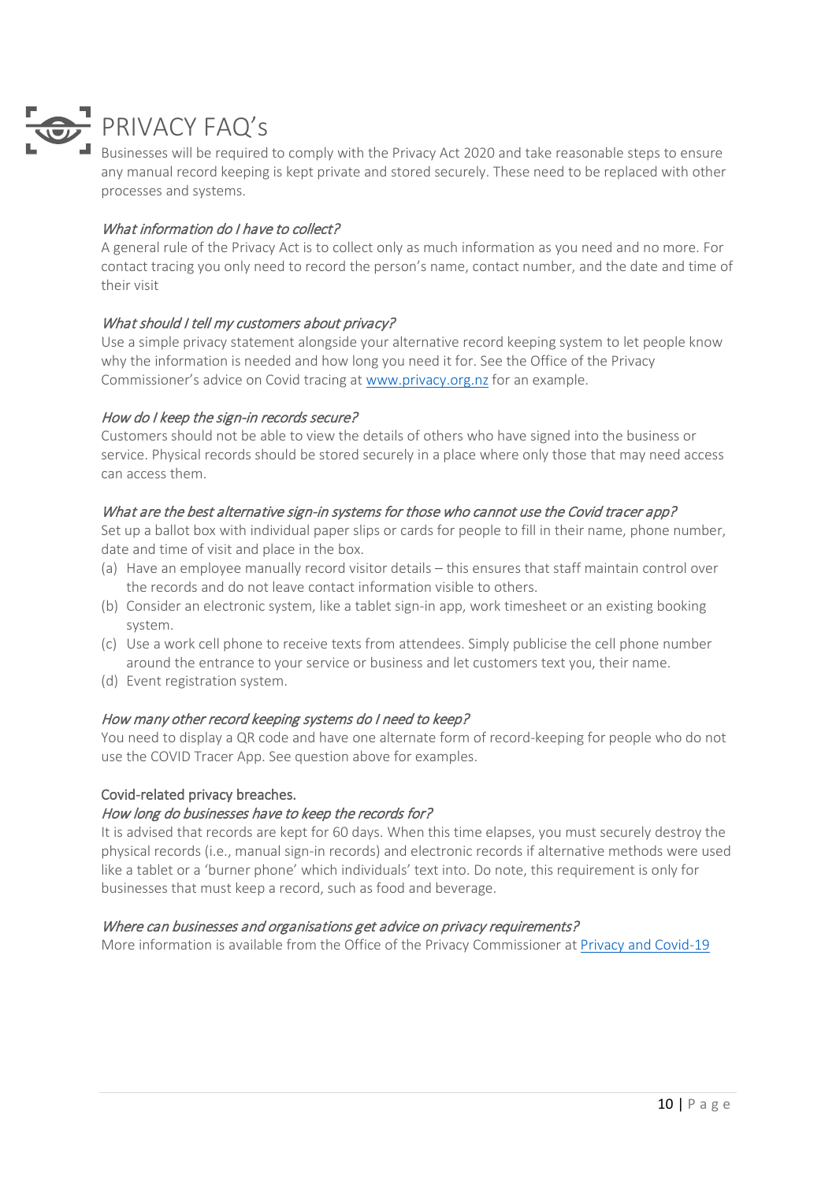# PRIVACY FAQ's

Businesses will be required to comply with the Privacy Act 2020 and take reasonable steps to ensure any manual record keeping is kept private and stored securely. These need to be replaced with other processes and systems.

### *What information do I have to collect?*

A general rule of the Privacy Act is to collect only as much information as you need and no more. For contact tracing you only need to record the person's name, contact number, and the date and time of their visit

### *What should I tell my customers about privacy?*

Use a simple privacy statement alongside your alternative record keeping system to let people know why the information is needed and how long you need it for. See the Office of the Privacy Commissioner's advice on Covid tracing at [www.privacy.org.nz](www.privacy.org.nz) for an example.

### *How do I keep the sign-in records secure?*

Customers should not be able to view the details of others who have signed into the business or service. Physical records should be stored securely in a place where only those that may need access can access them.

### *What are the best alternative sign-in systems for those who cannot use the Covid tracer app?*

Set up a ballot box with individual paper slips or cards for people to fill in their name, phone number, date and time of visit and place in the box.

(a) Have an employee manually record visitor details – this ensures that staff maintain control over the records and do not leave contact information visible to others.
(b) Consider an electronic system, like a tablet sign-in app, work timesheet or an existing booking system.
(c) Use a work cell phone to receive texts from attendees. Simply publicise the cell phone number around the entrance to your service or business and let customers text you, their name.
(d) Event registration system.

### *How many other record keeping systems do I need to keep?*

You need to display a QR code and have one alternate form of record-keeping for people who do not use the COVID Tracer App. See question above for examples.

### Covid-related privacy breaches.

### *How long do businesses have to keep the records for?*

It is advised that records are kept for 60 days. When this time elapses, you must securely destroy the physical records (i.e., manual sign-in records) and electronic records if alternative methods were used like a tablet or a 'burner phone' which individuals' text into. Do note, this requirement is only for businesses that must keep a record, such as food and beverage.

### *Where can businesses and organisations get advice on privacy requirements?*

More information is available from the Office of the Privacy Commissioner at Privacy and Covid-19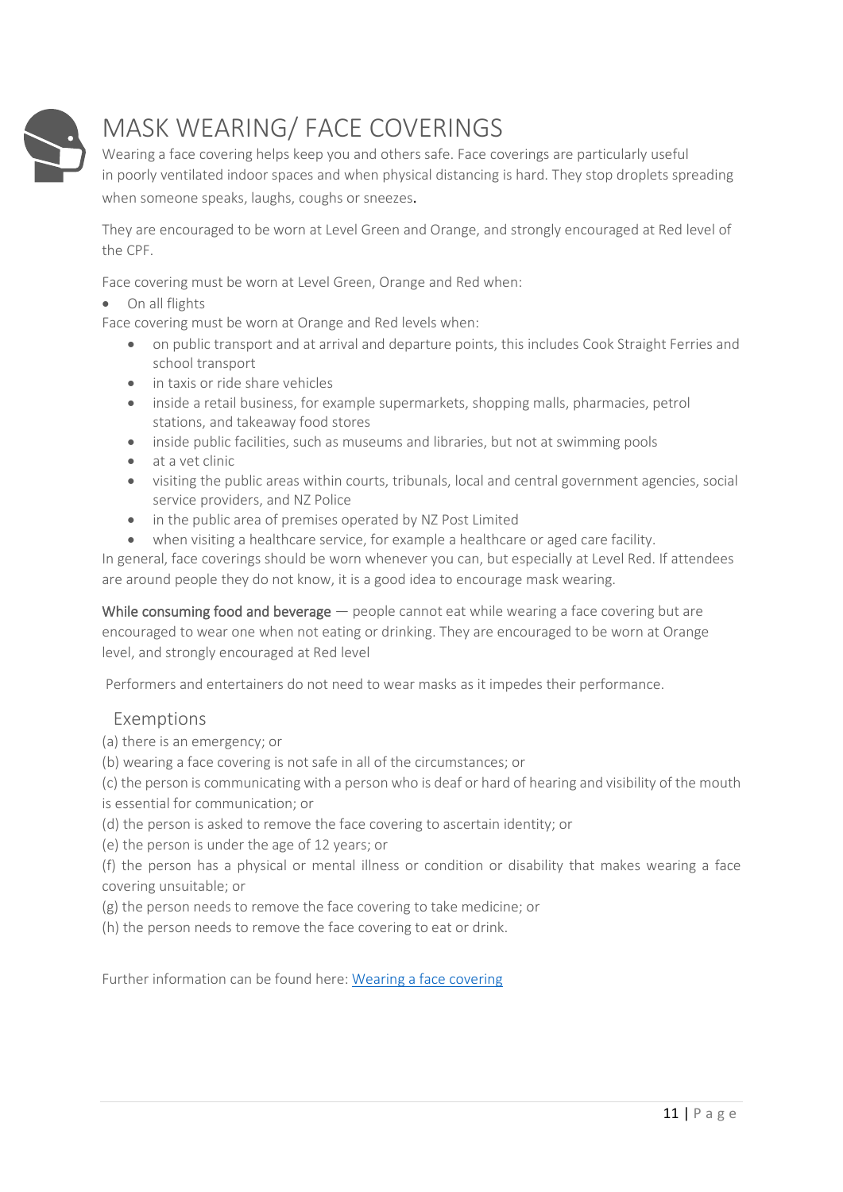# MASK WEARING/ FACE COVERINGS

Wearing a face covering helps keep you and others safe. Face coverings are particularly useful in poorly ventilated indoor spaces and when physical distancing is hard. They stop droplets spreading when someone speaks, laughs, coughs or sneezes.

They are encouraged to be worn at Level Green and Orange, and strongly encouraged at Red level of the CPF.

Face covering must be worn at Level Green, Orange and Red when:

- On all flights

Face covering must be worn at Orange and Red levels when:

- on public transport and at arrival and departure points, this includes Cook Straight Ferries and school transport
- in taxis or ride share vehicles
- inside a retail business, for example supermarkets, shopping malls, pharmacies, petrol stations, and takeaway food stores
- inside public facilities, such as museums and libraries, but not at swimming pools
- at a vet clinic
- visiting the public areas within courts, tribunals, local and central government agencies, social service providers, and NZ Police
- in the public area of premises operated by NZ Post Limited
- when visiting a healthcare service, for example a healthcare or aged care facility.

In general, face coverings should be worn whenever you can, but especially at Level Red. If attendees are around people they do not know, it is a good idea to encourage mask wearing.

**While consuming food and beverage** — people cannot eat while wearing a face covering but are encouraged to wear one when not eating or drinking. They are encouraged to be worn at Orange level, and strongly encouraged at Red level

Performers and entertainers do not need to wear masks as it impedes their performance.

## Exemptions

(a) there is an emergency; or

(b) wearing a face covering is not safe in all of the circumstances; or

(c) the person is communicating with a person who is deaf or hard of hearing and visibility of the mouth is essential for communication; or

(d) the person is asked to remove the face covering to ascertain identity; or

(e) the person is under the age of 12 years; or

(f) the person has a physical or mental illness or condition or disability that makes wearing a face covering unsuitable; or

(g) the person needs to remove the face covering to take medicine; or

(h) the person needs to remove the face covering to eat or drink.

Further information can be found here: [Wearing a face covering]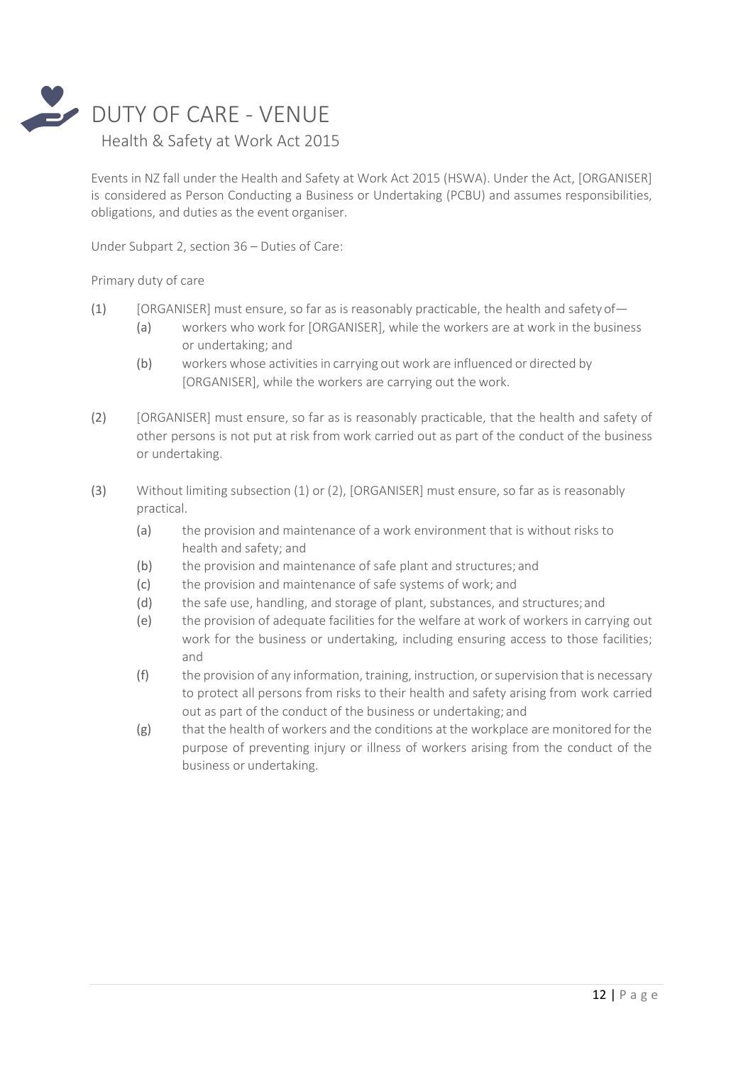# DUTY OF CARE - VENUE

## Health & Safety at Work Act 2015

Events in NZ fall under the Health and Safety at Work Act 2015 (HSWA). Under the Act, [ORGANISER] is considered as Person Conducting a Business or Undertaking (PCBU) and assumes responsibilities, obligations, and duties as the event organiser.

Under Subpart 2, section 36 – Duties of Care:

Primary duty of care

(1) [ORGANISER] must ensure, so far as is reasonably practicable, the health and safety of—
   (a) workers who work for [ORGANISER], while the workers are at work in the business or undertaking; and
   (b) workers whose activities in carrying out work are influenced or directed by [ORGANISER], while the workers are carrying out the work.

(2) [ORGANISER] must ensure, so far as is reasonably practicable, that the health and safety of other persons is not put at risk from work carried out as part of the conduct of the business or undertaking.

(3) Without limiting subsection (1) or (2), [ORGANISER] must ensure, so far as is reasonably practical.
   (a) the provision and maintenance of a work environment that is without risks to health and safety; and
   (b) the provision and maintenance of safe plant and structures; and
   (c) the provision and maintenance of safe systems of work; and
   (d) the safe use, handling, and storage of plant, substances, and structures; and
   (e) the provision of adequate facilities for the welfare at work of workers in carrying out work for the business or undertaking, including ensuring access to those facilities; and
   (f) the provision of any information, training, instruction, or supervision that is necessary to protect all persons from risks to their health and safety arising from work carried out as part of the conduct of the business or undertaking; and
   (g) that the health of workers and the conditions at the workplace are monitored for the purpose of preventing injury or illness of workers arising from the conduct of the business or undertaking.